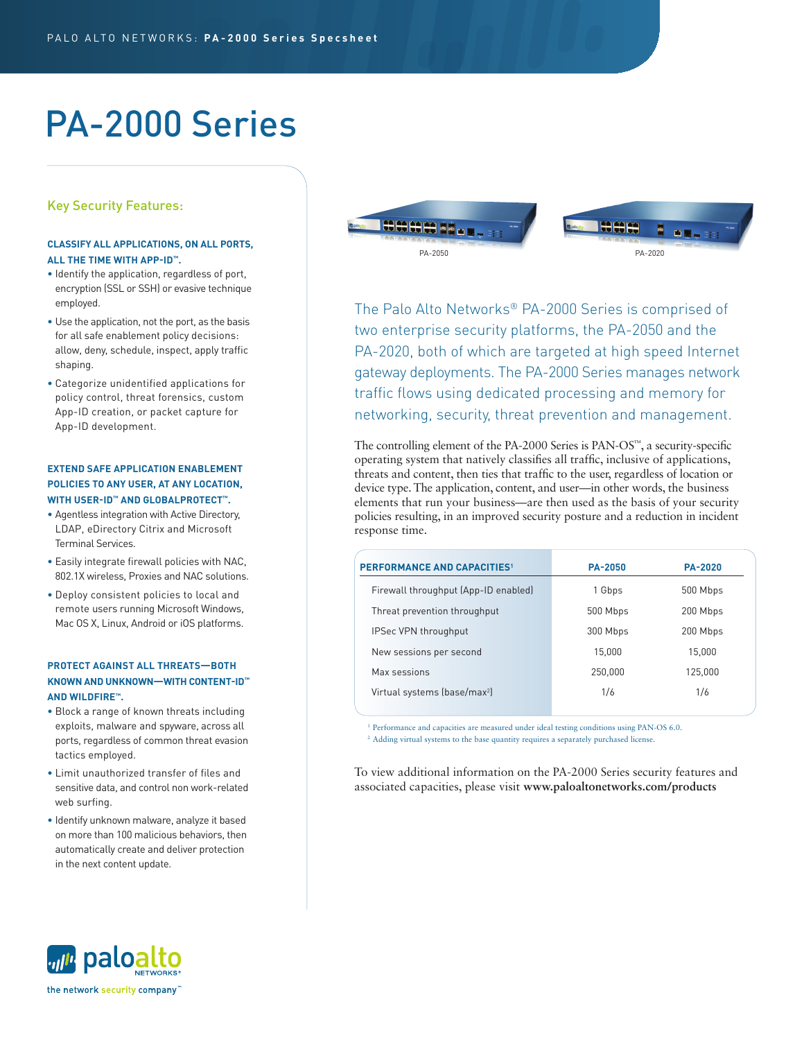# PA-2000 Series

## Key Security Features:

### CLASSIFY ALL APPLICATIONS, ON ALL PORTS, ALL THE TIME WITH APP-ID™.

- Identify the application, regardless of port, encryption (SSL or SSH) or evasive technique employed.
- Use the application, not the port, as the basis for all safe enablement policy decisions: allow, deny, schedule, inspect, apply traffic shaping.
- Categorize unidentified applications for policy control, threat forensics, custom App-ID creation, or packet capture for App-ID development.

### EXTEND SAFE APPLICATION ENABLEMENT POLICIES TO ANY USER, AT ANY LOCATION, WITH USER-ID™ AND GLOBALPROTECT™.

- Agentless integration with Active Directory, LDAP, eDirectory Citrix and Microsoft Terminal Services.
- Easily integrate firewall policies with NAC, 802.1X wireless, Proxies and NAC solutions.
- Deploy consistent policies to local and remote users running Microsoft Windows, Mac OS X, Linux, Android or iOS platforms.

### PROTECT AGAINST ALL THREATS—BOTH KNOWN AND UNKNOWN—WITH CONTENT-ID™ AND WILDFIRE™.

- Block a range of known threats including exploits, malware and spyware, across all ports, regardless of common threat evasion tactics employed.
- Limit unauthorized transfer of files and sensitive data, and control non work-related web surfing.
- Identify unknown malware, analyze it based on more than 100 malicious behaviors, then automatically create and deliver protection in the next content update.

PA-2050 PA-2020

The Palo Alto Networks® PA-2000 Series is comprised of two enterprise security platforms, the PA-2050 and the PA-2020, both of which are targeted at high speed Internet gateway deployments. The PA-2000 Series manages network traffic flows using dedicated processing and memory for networking, security, threat prevention and management.

The controlling element of the PA-2000 Series is PAN-OS™, a security-specific operating system that natively classifies all traffic, inclusive of applications, threats and content, then ties that traffic to the user, regardless of location or device type. The application, content, and user—in other words, the business elements that run your business—are then used as the basis of your security policies resulting, in an improved security posture and a reduction in incident response time.

| PERFORMANCE AND CAPACITIES[1] | PA-2050 | PA-2020 |
|---|---|---|
| Firewall throughput (App-ID enabled) | 1 Gbps | 500 Mbps |
| Threat prevention throughput | 500 Mbps | 200 Mbps |
| IPSec VPN throughput | 300 Mbps | 200 Mbps |
| New sessions per second | 15,000 | 15,000 |
| Max sessions | 250,000 | 125,000 |
| Virtual systems (base/max[2]) | 1/6 | 1/6 |

[1] Performance and capacities are measured under ideal testing conditions using PAN-OS 6.0.
[2] Adding virtual systems to the base quantity requires a separately purchased license.

To view additional information on the PA-2000 Series security features and associated capacities, please visit **www.paloaltonetworks.com/products**

paloalto NETWORKS®
the network security company™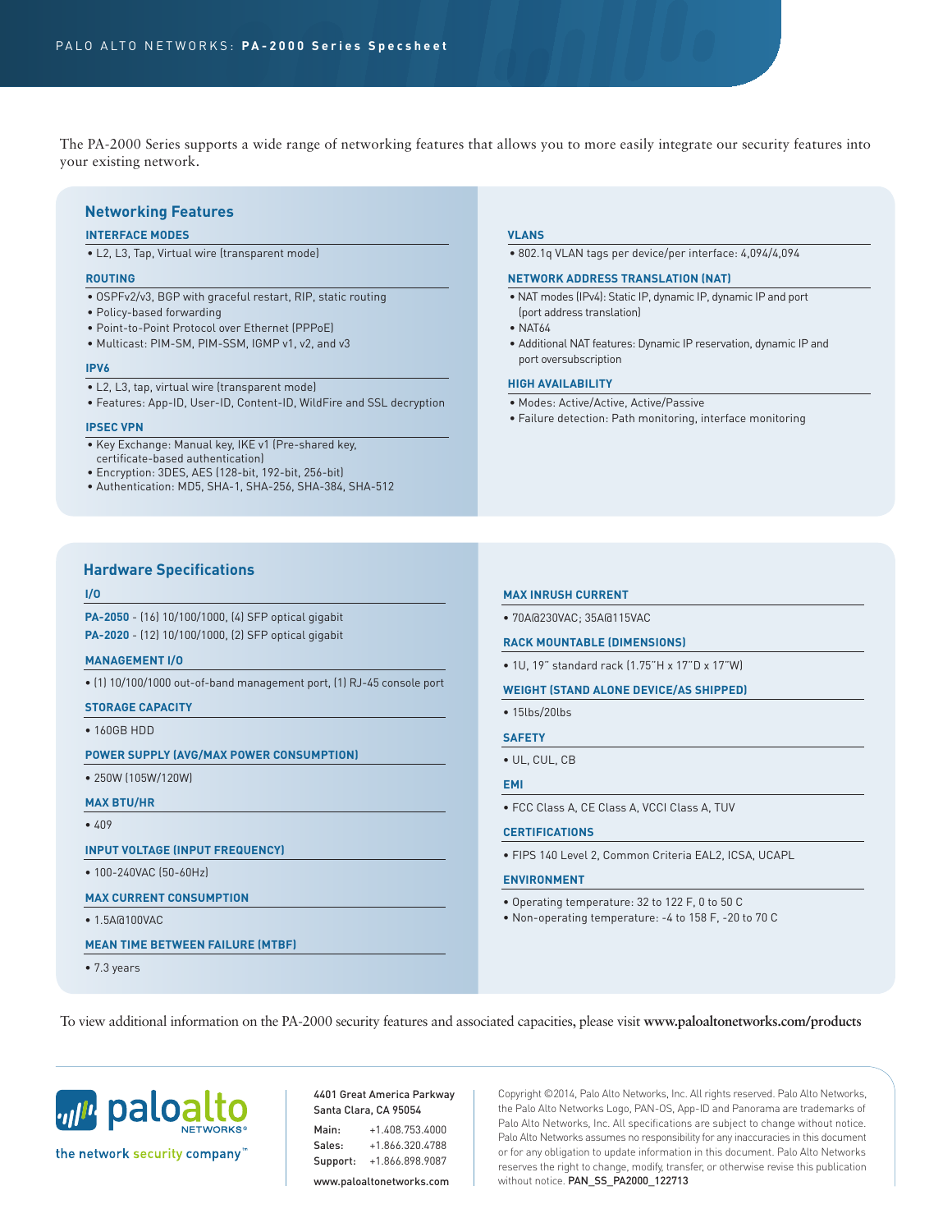The PA-2000 Series supports a wide range of networking features that allows you to more easily integrate our security features into your existing network.

## Networking Features

### INTERFACE MODES

- L2, L3, Tap, Virtual wire (transparent mode)

### ROUTING

- OSPFv2/v3, BGP with graceful restart, RIP, static routing
- Policy-based forwarding
- Point-to-Point Protocol over Ethernet (PPPoE)
- Multicast: PIM-SM, PIM-SSM, IGMP v1, v2, and v3

### IPV6

- L2, L3, tap, virtual wire (transparent mode)
- Features: App-ID, User-ID, Content-ID, WildFire and SSL decryption

### IPSEC VPN

- Key Exchange: Manual key, IKE v1 (Pre-shared key, certificate-based authentication)
- Encryption: 3DES, AES (128-bit, 192-bit, 256-bit)
- Authentication: MD5, SHA-1, SHA-256, SHA-384, SHA-512

### VLANS

- 802.1q VLAN tags per device/per interface: 4,094/4,094

### NETWORK ADDRESS TRANSLATION (NAT)

- NAT modes (IPv4): Static IP, dynamic IP, dynamic IP and port (port address translation)
- NAT64
- Additional NAT features: Dynamic IP reservation, dynamic IP and port oversubscription

### HIGH AVAILABILITY

- Modes: Active/Active, Active/Passive
- Failure detection: Path monitoring, interface monitoring

## Hardware Specifications

### I/O

**PA-2050** - (16) 10/100/1000, (4) SFP optical gigabit

**PA-2020** - (12) 10/100/1000, (2) SFP optical gigabit

### MANAGEMENT I/O

- (1) 10/100/1000 out-of-band management port, (1) RJ-45 console port

### STORAGE CAPACITY

- 160GB HDD

### POWER SUPPLY (AVG/MAX POWER CONSUMPTION)

- 250W (105W/120W)

### MAX BTU/HR

- 409

### INPUT VOLTAGE (INPUT FREQUENCY)

- 100-240VAC (50-60Hz)

### MAX CURRENT CONSUMPTION

- 1.5A@100VAC

### MEAN TIME BETWEEN FAILURE (MTBF)

- 7.3 years

### MAX INRUSH CURRENT

- 70A@230VAC; 35A@115VAC

### RACK MOUNTABLE (DIMENSIONS)

- 1U, 19" standard rack (1.75"H x 17"D x 17"W)

### WEIGHT (STAND ALONE DEVICE/AS SHIPPED)

- 15lbs/20lbs

### SAFETY

- UL, CUL, CB

### EMI

- FCC Class A, CE Class A, VCCI Class A, TUV

### CERTIFICATIONS

- FIPS 140 Level 2, Common Criteria EAL2, ICSA, UCAPL

### ENVIRONMENT

- Operating temperature: 32 to 122 F, 0 to 50 C
- Non-operating temperature: -4 to 158 F, -20 to 70 C

To view additional information on the PA-2000 security features and associated capacities, please visit **www.paloaltonetworks.com/products**

paloalto NETWORKS®
the network security company™

4401 Great America Parkway
Santa Clara, CA 95054

Main: +1.408.753.4000
Sales: +1.866.320.4788
Support: +1.866.898.9087

www.paloaltonetworks.com

Copyright ©2014, Palo Alto Networks, Inc. All rights reserved. Palo Alto Networks, the Palo Alto Networks Logo, PAN-OS, App-ID and Panorama are trademarks of Palo Alto Networks, Inc. All specifications are subject to change without notice. Palo Alto Networks assumes no responsibility for any inaccuracies in this document or for any obligation to update information in this document. Palo Alto Networks reserves the right to change, modify, transfer, or otherwise revise this publication without notice. PAN_SS_PA2000_122713